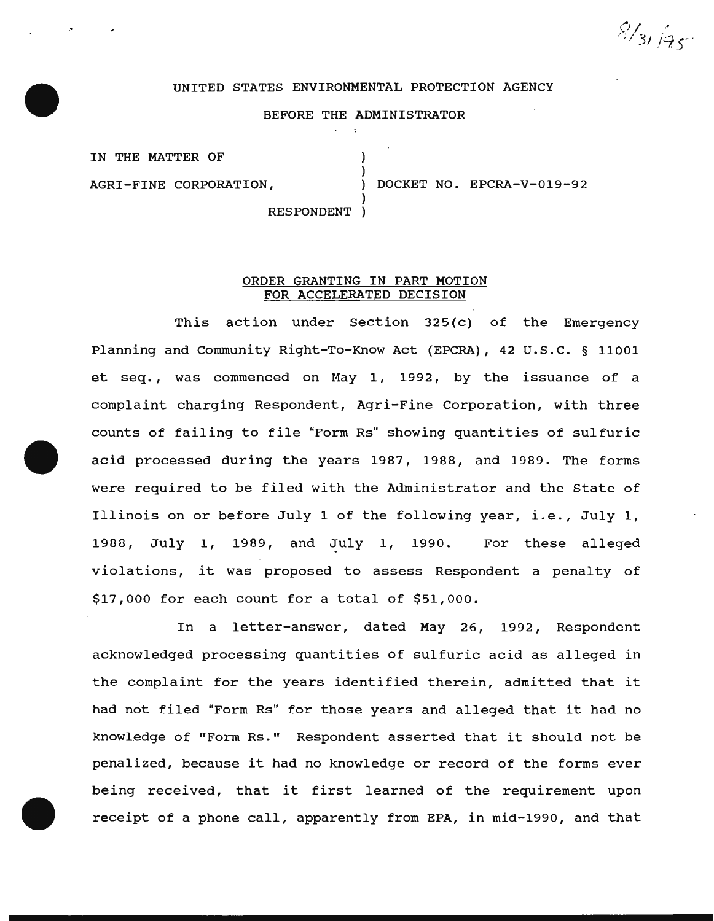8/31/95

UNITED STATES ENVIRONMENTAL PROTECTION AGENCY

BEFORE THE ADMINISTRATOR

IN THE MATTER OF )
)
AGRI-FINE CORPORATION, ) DOCKET NO. EPCRA-V-019-92
)
RESPONDENT )

## ORDER GRANTING IN PART MOTION FOR ACCELERATED DECISION

This action under Section 325(c) of the Emergency Planning and Community Right-To-Know Act (EPCRA), 42 U.S.C. § 11001 et seq., was commenced on May 1, 1992, by the issuance of a complaint charging Respondent, Agri-Fine Corporation, with three counts of failing to file "Form Rs" showing quantities of sulfuric acid processed during the years 1987, 1988, and 1989. The forms were required to be filed with the Administrator and the State of Illinois on or before July 1 of the following year, i.e., July 1, 1988, July 1, 1989, and July 1, 1990. For these alleged violations, it was proposed to assess Respondent a penalty of $17,000 for each count for a total of $51,000.

In a letter-answer, dated May 26, 1992, Respondent acknowledged processing quantities of sulfuric acid as alleged in the complaint for the years identified therein, admitted that it had not filed "Form Rs" for those years and alleged that it had no knowledge of "Form Rs." Respondent asserted that it should not be penalized, because it had no knowledge or record of the forms ever being received, that it first learned of the requirement upon receipt of a phone call, apparently from EPA, in mid-1990, and that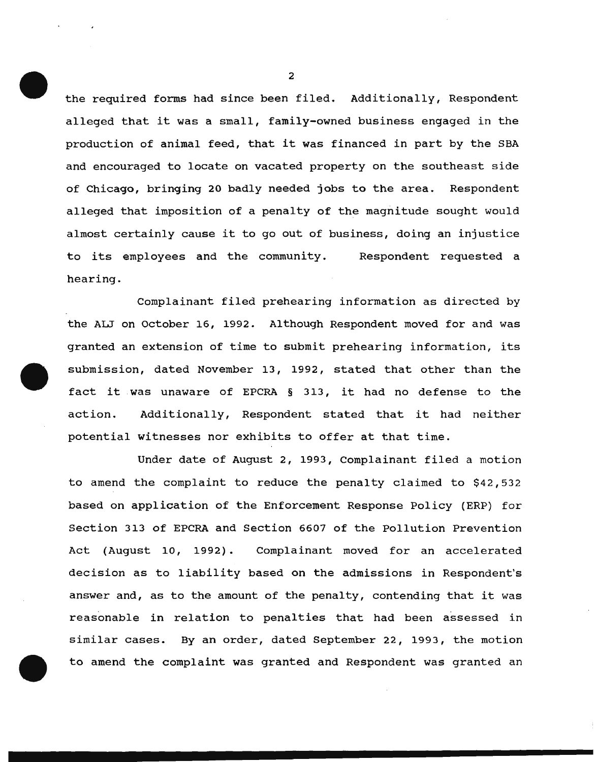the required forms had since been filed. Additionally, Respondent alleged that it was a small, family-owned business engaged in the production of animal feed, that it was financed in part by the SBA and encouraged to locate on vacated property on the southeast side of Chicago, bringing 20 badly needed jobs to the area. Respondent alleged that imposition of a penalty of the magnitude sought would almost certainly cause it to go out of business, doing an injustice to its employees and the community. Respondent requested a hearing.

Complainant filed prehearing information as directed by the ALJ on October 16, 1992. Although Respondent moved for and was granted an extension of time to submit prehearing information, its submission, dated November 13, 1992, stated that other than the fact it was unaware of EPCRA § 313, it had no defense to the action. Additionally, Respondent stated that it had neither potential witnesses nor exhibits to offer at that time.

Under date of August 2, 1993, Complainant filed a motion to amend the complaint to reduce the penalty claimed to $42,532 based on application of the Enforcement Response Policy (ERP) for Section 313 of EPCRA and Section 6607 of the Pollution Prevention Act (August 10, 1992). Complainant moved for an accelerated decision as to liability based on the admissions in Respondent's answer and, as to the amount of the penalty, contending that it was reasonable in relation to penalties that had been assessed in similar cases. By an order, dated September 22, 1993, the motion to amend the complaint was granted and Respondent was granted an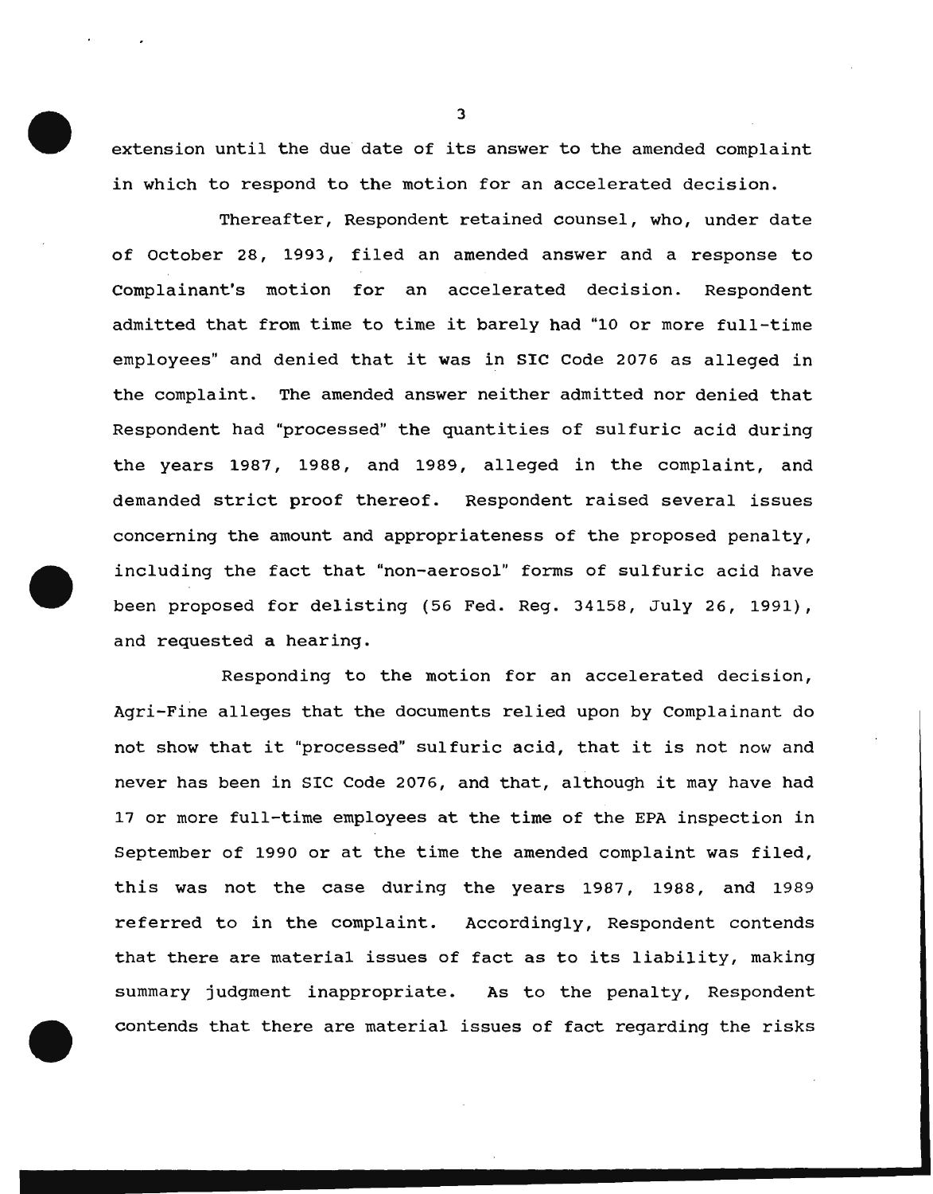extension until the due date of its answer to the amended complaint in which to respond to the motion for an accelerated decision.

Thereafter, Respondent retained counsel, who, under date of October 28, 1993, filed an amended answer and a response to Complainant's motion for an accelerated decision. Respondent admitted that from time to time it barely had "10 or more full-time employees" and denied that it was in SIC Code 2076 as alleged in the complaint. The amended answer neither admitted nor denied that Respondent had "processed" the quantities of sulfuric acid during the years 1987, 1988, and 1989, alleged in the complaint, and demanded strict proof thereof. Respondent raised several issues concerning the amount and appropriateness of the proposed penalty, including the fact that "non-aerosol" forms of sulfuric acid have been proposed for delisting (56 Fed. Reg. 34158, July 26, 1991), and requested a hearing.

Responding to the motion for an accelerated decision, Agri-Fine alleges that the documents relied upon by Complainant do not show that it "processed" sulfuric acid, that it is not now and never has been in SIC Code 2076, and that, although it may have had 17 or more full-time employees at the time of the EPA inspection in September of 1990 or at the time the amended complaint was filed, this was not the case during the years 1987, 1988, and 1989 referred to in the complaint. Accordingly, Respondent contends that there are material issues of fact as to its liability, making summary judgment inappropriate. As to the penalty, Respondent contends that there are material issues of fact regarding the risks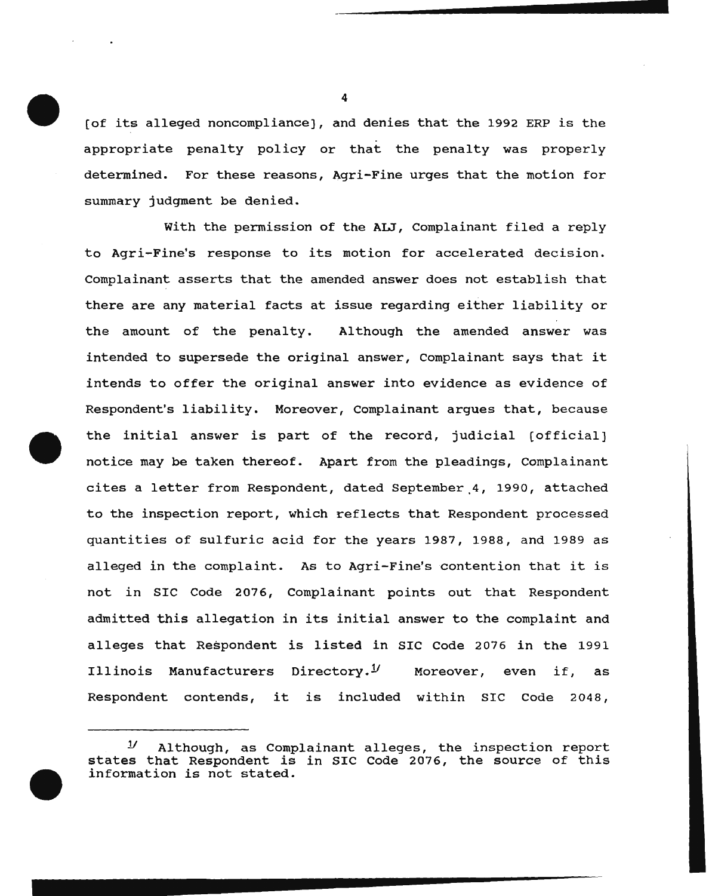[of its alleged noncompliance], and denies that the 1992 ERP is the appropriate penalty policy or that the penalty was properly determined. For these reasons, Agri-Fine urges that the motion for summary judgment be denied.

With the permission of the ALJ, Complainant filed a reply to Agri-Fine's response to its motion for accelerated decision. Complainant asserts that the amended answer does not establish that there are any material facts at issue regarding either liability or the amount of the penalty. Although the amended answer was intended to supersede the original answer, Complainant says that it intends to offer the original answer into evidence as evidence of Respondent's liability. Moreover, Complainant argues that, because the initial answer is part of the record, judicial [official] notice may be taken thereof. Apart from the pleadings, Complainant cites a letter from Respondent, dated September 4, 1990, attached to the inspection report, which reflects that Respondent processed quantities of sulfuric acid for the years 1987, 1988, and 1989 as alleged in the complaint. As to Agri-Fine's contention that it is not in SIC Code 2076, Complainant points out that Respondent admitted this allegation in its initial answer to the complaint and alleges that Respondent is listed in SIC Code 2076 in the 1991 Illinois Manufacturers Directory.[1/] Moreover, even if, as Respondent contends, it is included within SIC Code 2048,

---

[1/] Although, as Complainant alleges, the inspection report states that Respondent is in SIC Code 2076, the source of this information is not stated.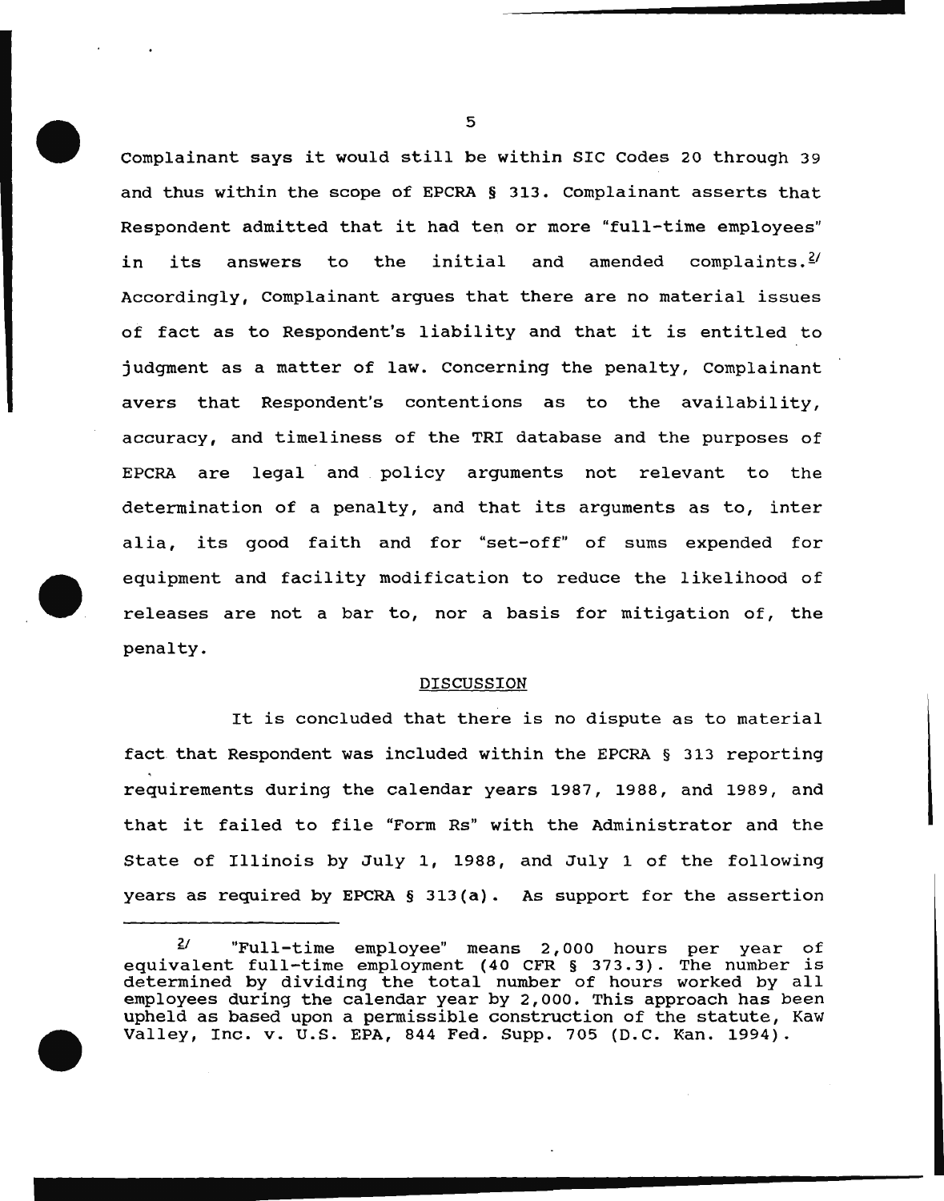Complainant says it would still be within SIC Codes 20 through 39 and thus within the scope of EPCRA § 313. Complainant asserts that Respondent admitted that it had ten or more "full-time employees" in its answers to the initial and amended complaints.[2] Accordingly, Complainant argues that there are no material issues of fact as to Respondent's liability and that it is entitled to judgment as a matter of law. Concerning the penalty, Complainant avers that Respondent's contentions as to the availability, accuracy, and timeliness of the TRI database and the purposes of EPCRA are legal and policy arguments not relevant to the determination of a penalty, and that its arguments as to, inter alia, its good faith and for "set-off" of sums expended for equipment and facility modification to reduce the likelihood of releases are not a bar to, nor a basis for mitigation of, the penalty.

## DISCUSSION

It is concluded that there is no dispute as to material fact that Respondent was included within the EPCRA § 313 reporting requirements during the calendar years 1987, 1988, and 1989, and that it failed to file "Form Rs" with the Administrator and the State of Illinois by July 1, 1988, and July 1 of the following years as required by EPCRA § 313(a). As support for the assertion

---

[2] "Full-time employee" means 2,000 hours per year of equivalent full-time employment (40 CFR § 373.3). The number is determined by dividing the total number of hours worked by all employees during the calendar year by 2,000. This approach has been upheld as based upon a permissible construction of the statute, Kaw Valley, Inc. v. U.S. EPA, 844 Fed. Supp. 705 (D.C. Kan. 1994).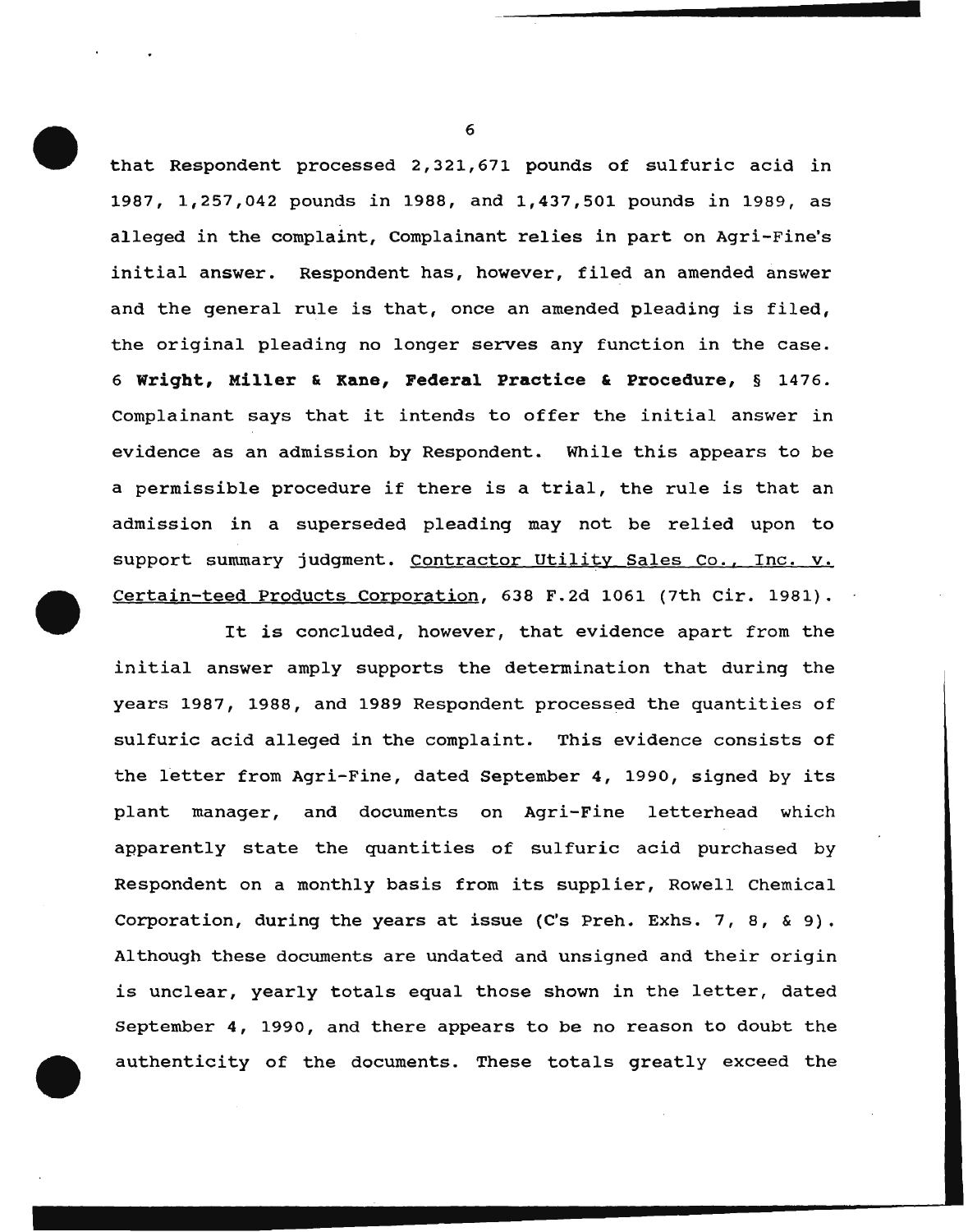that Respondent processed 2,321,671 pounds of sulfuric acid in 1987, 1,257,042 pounds in 1988, and 1,437,501 pounds in 1989, as alleged in the complaint, Complainant relies in part on Agri-Fine's initial answer. Respondent has, however, filed an amended answer and the general rule is that, once an amended pleading is filed, the original pleading no longer serves any function in the case. 6 **Wright, Miller & Kane, Federal Practice & Procedure,** § 1476. Complainant says that it intends to offer the initial answer in evidence as an admission by Respondent. While this appears to be a permissible procedure if there is a trial, the rule is that an admission in a superseded pleading may not be relied upon to support summary judgment. Contractor Utility Sales Co., Inc. v. Certain-teed Products Corporation, 638 F.2d 1061 (7th Cir. 1981).

It is concluded, however, that evidence apart from the initial answer amply supports the determination that during the years 1987, 1988, and 1989 Respondent processed the quantities of sulfuric acid alleged in the complaint. This evidence consists of the letter from Agri-Fine, dated September 4, 1990, signed by its plant manager, and documents on Agri-Fine letterhead which apparently state the quantities of sulfuric acid purchased by Respondent on a monthly basis from its supplier, Rowell Chemical Corporation, during the years at issue (C's Preh. Exhs. 7, 8, & 9). Although these documents are undated and unsigned and their origin is unclear, yearly totals equal those shown in the letter, dated September 4, 1990, and there appears to be no reason to doubt the authenticity of the documents. These totals greatly exceed the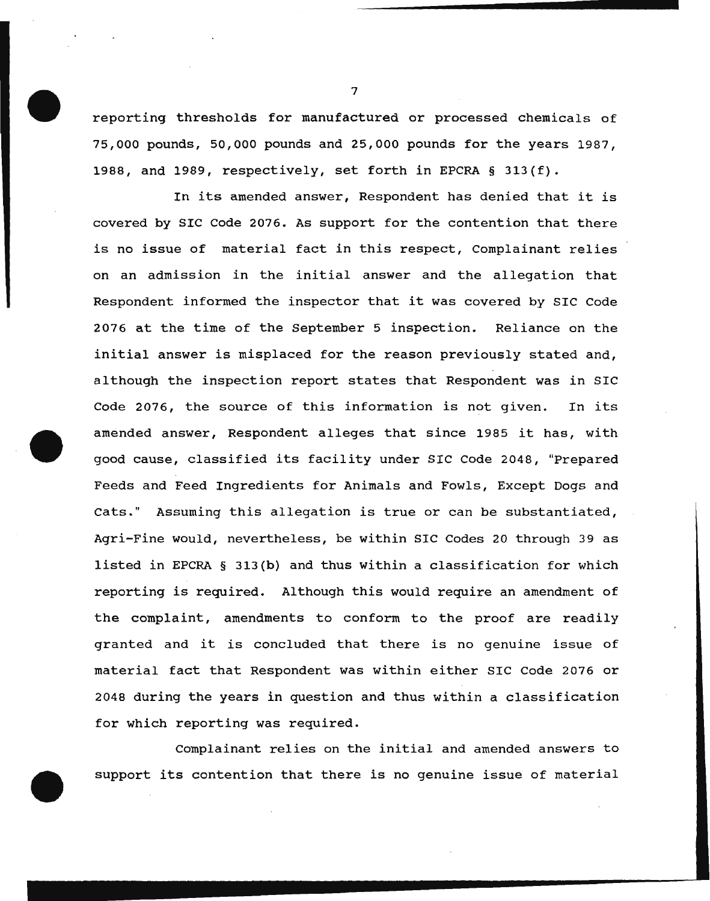reporting thresholds for manufactured or processed chemicals of 75,000 pounds, 50,000 pounds and 25,000 pounds for the years 1987, 1988, and 1989, respectively, set forth in EPCRA § 313(f).

In its amended answer, Respondent has denied that it is covered by SIC Code 2076. As support for the contention that there is no issue of material fact in this respect, Complainant relies on an admission in the initial answer and the allegation that Respondent informed the inspector that it was covered by SIC Code 2076 at the time of the September 5 inspection. Reliance on the initial answer is misplaced for the reason previously stated and, although the inspection report states that Respondent was in SIC Code 2076, the source of this information is not given. In its amended answer, Respondent alleges that since 1985 it has, with good cause, classified its facility under SIC Code 2048, "Prepared Feeds and Feed Ingredients for Animals and Fowls, Except Dogs and Cats." Assuming this allegation is true or can be substantiated, Agri-Fine would, nevertheless, be within SIC Codes 20 through 39 as listed in EPCRA § 313(b) and thus within a classification for which reporting is required. Although this would require an amendment of the complaint, amendments to conform to the proof are readily granted and it is concluded that there is no genuine issue of material fact that Respondent was within either SIC Code 2076 or 2048 during the years in question and thus within a classification for which reporting was required.

Complainant relies on the initial and amended answers to support its contention that there is no genuine issue of material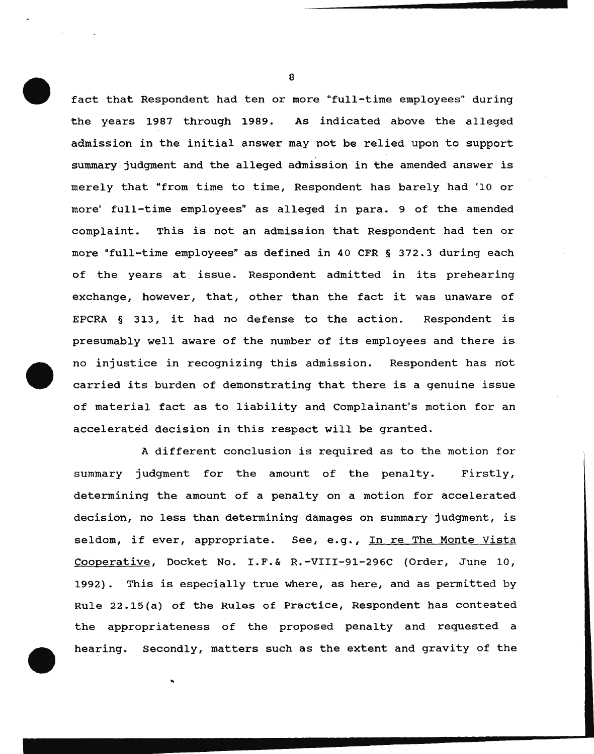fact that Respondent had ten or more "full-time employees" during the years 1987 through 1989. As indicated above the alleged admission in the initial answer may not be relied upon to support summary judgment and the alleged admission in the amended answer is merely that "from time to time, Respondent has barely had '10 or more' full-time employees" as alleged in para. 9 of the amended complaint. This is not an admission that Respondent had ten or more "full-time employees" as defined in 40 CFR § 372.3 during each of the years at issue. Respondent admitted in its prehearing exchange, however, that, other than the fact it was unaware of EPCRA § 313, it had no defense to the action. Respondent is presumably well aware of the number of its employees and there is no injustice in recognizing this admission. Respondent has not carried its burden of demonstrating that there is a genuine issue of material fact as to liability and Complainant's motion for an accelerated decision in this respect will be granted.

A different conclusion is required as to the motion for summary judgment for the amount of the penalty. Firstly, determining the amount of a penalty on a motion for accelerated decision, no less than determining damages on summary judgment, is seldom, if ever, appropriate. See, e.g., In re The Monte Vista Cooperative, Docket No. I.F.& R.-VIII-91-296C (Order, June 10, 1992). This is especially true where, as here, and as permitted by Rule 22.15(a) of the Rules of Practice, Respondent has contested the appropriateness of the proposed penalty and requested a hearing. Secondly, matters such as the extent and gravity of the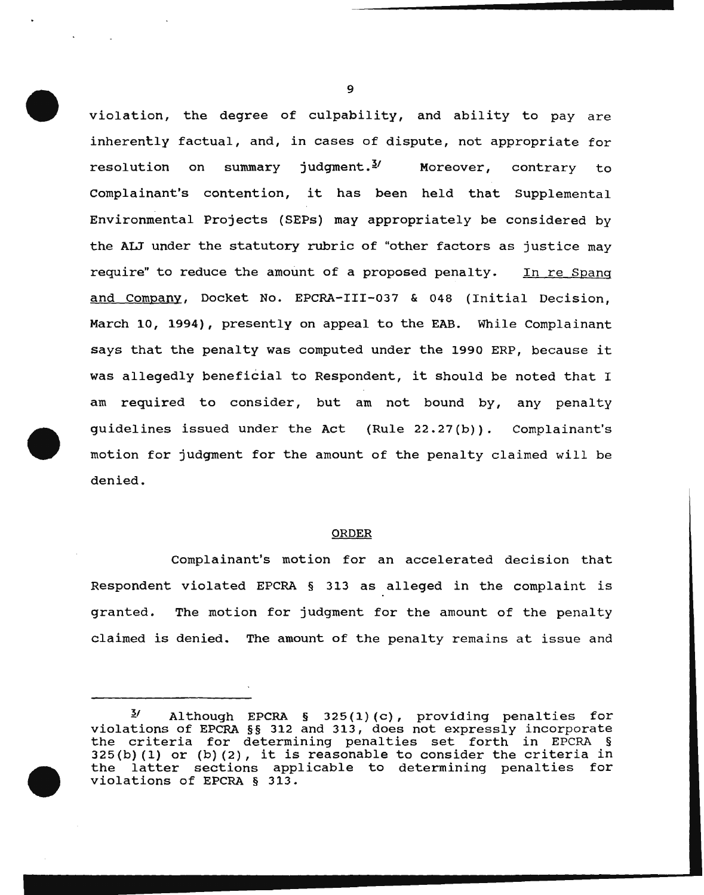violation, the degree of culpability, and ability to pay are inherently factual, and, in cases of dispute, not appropriate for resolution on summary judgment.[3] Moreover, contrary to Complainant's contention, it has been held that Supplemental Environmental Projects (SEPs) may appropriately be considered by the ALJ under the statutory rubric of "other factors as justice may require" to reduce the amount of a proposed penalty. In re Spang and Company, Docket No. EPCRA-III-037 & 048 (Initial Decision, March 10, 1994), presently on appeal to the EAB. While Complainant says that the penalty was computed under the 1990 ERP, because it was allegedly beneficial to Respondent, it should be noted that I am required to consider, but am not bound by, any penalty guidelines issued under the Act (Rule 22.27(b)). Complainant's motion for judgment for the amount of the penalty claimed will be denied.

## ORDER

Complainant's motion for an accelerated decision that Respondent violated EPCRA § 313 as alleged in the complaint is granted. The motion for judgment for the amount of the penalty claimed is denied. The amount of the penalty remains at issue and

---

[3] Although EPCRA § 325(1)(c), providing penalties for violations of EPCRA §§ 312 and 313, does not expressly incorporate the criteria for determining penalties set forth in EPCRA § 325(b)(1) or (b)(2), it is reasonable to consider the criteria in the latter sections applicable to determining penalties for violations of EPCRA § 313.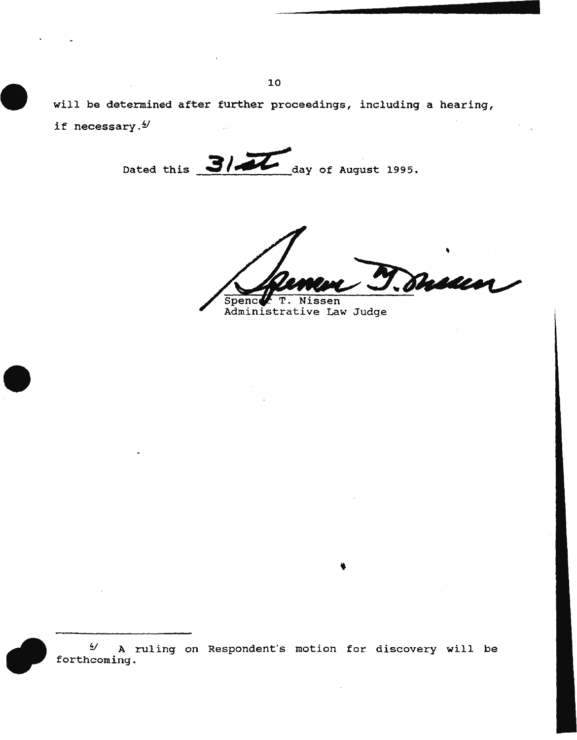will be determined after further proceedings, including a hearing, if necessary.[4]

Dated this 31st day of August 1995.

Spencer T. Nissen
Administrative Law Judge

---

[4] A ruling on Respondent's motion for discovery will be forthcoming.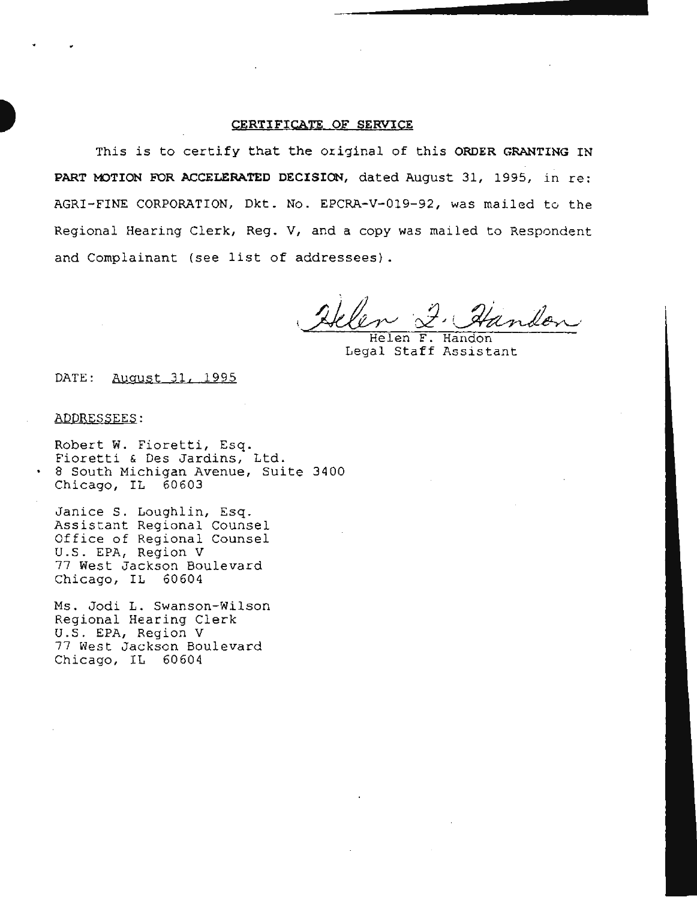## CERTIFICATE OF SERVICE

This is to certify that the original of this **ORDER GRANTING IN PART MOTION FOR ACCELERATED DECISION**, dated August 31, 1995, in re: AGRI-FINE CORPORATION, Dkt. No. EPCRA-V-019-92, was mailed to the Regional Hearing Clerk, Reg. V, and a copy was mailed to Respondent and Complainant (see list of addressees).

Helen F. Handon
Legal Staff Assistant

DATE: August 31, 1995

ADDRESSEES:

Robert W. Fioretti, Esq.
Fioretti & Des Jardins, Ltd.
8 South Michigan Avenue, Suite 3400
Chicago, IL 60603

Janice S. Loughlin, Esq.
Assistant Regional Counsel
Office of Regional Counsel
U.S. EPA, Region V
77 West Jackson Boulevard
Chicago, IL 60604

Ms. Jodi L. Swanson-Wilson
Regional Hearing Clerk
U.S. EPA, Region V
77 West Jackson Boulevard
Chicago, IL 60604